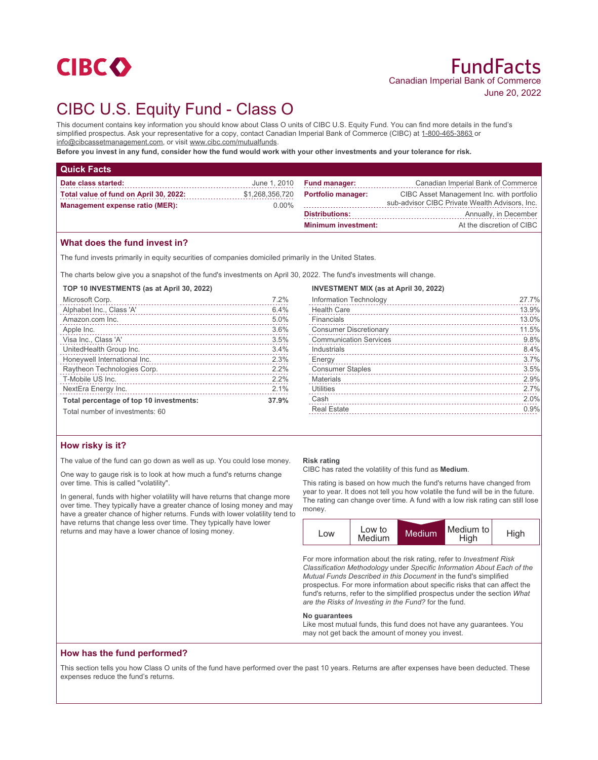CIBC

# FundFacts

Canadian Imperial Bank of Commerce

June 20, 2022

# CIBC U.S. Equity Fund - Class O

This document contains key information you should know about Class O units of CIBC U.S. Equity Fund. You can find more details in the fund's simplified prospectus. Ask your representative for a copy, contact Canadian Imperial Bank of Commerce (CIBC) at 1-800-465-3863 or info@cibcassetmanagement.com, or visit www.cibc.com/mutualfunds.

**Before you invest in any fund, consider how the fund would work with your other investments and your tolerance for risk.**

## Quick Facts

| | |
|---|---|
| **Date class started:** | June 1, 2010 |
| **Total value of fund on April 30, 2022:** | $1,268,356,720 |
| **Management expense ratio (MER):** | 0.00% |
| **Fund manager:** | Canadian Imperial Bank of Commerce |
| **Portfolio manager:** | CIBC Asset Management Inc. with portfolio sub-advisor CIBC Private Wealth Advisors, Inc. |
| **Distributions:** | Annually, in December |
| **Minimum investment:** | At the discretion of CIBC |

## What does the fund invest in?

The fund invests primarily in equity securities of companies domiciled primarily in the United States.

The charts below give you a snapshot of the fund's investments on April 30, 2022. The fund's investments will change.

**TOP 10 INVESTMENTS (as at April 30, 2022)**

| | |
|---|---|
| Microsoft Corp. | 7.2% |
| Alphabet Inc., Class 'A' | 6.4% |
| Amazon.com Inc. | 5.0% |
| Apple Inc. | 3.6% |
| Visa Inc., Class 'A' | 3.5% |
| UnitedHealth Group Inc. | 3.4% |
| Honeywell International Inc. | 2.3% |
| Raytheon Technologies Corp. | 2.2% |
| T-Mobile US Inc. | 2.2% |
| NextEra Energy Inc. | 2.1% |
| **Total percentage of top 10 investments:** | **37.9%** |

Total number of investments: 60

**INVESTMENT MIX (as at April 30, 2022)**

| | |
|---|---|
| Information Technology | 27.7% |
| Health Care | 13.9% |
| Financials | 13.0% |
| Consumer Discretionary | 11.5% |
| Communication Services | 9.8% |
| Industrials | 8.4% |
| Energy | 3.7% |
| Consumer Staples | 3.5% |
| Materials | 2.9% |
| Utilities | 2.7% |
| Cash | 2.0% |
| Real Estate | 0.9% |

## How risky is it?

The value of the fund can go down as well as up. You could lose money.

One way to gauge risk is to look at how much a fund's returns change over time. This is called "volatility".

In general, funds with higher volatility will have returns that change more over time. They typically have a greater chance of losing money and may have a greater chance of higher returns. Funds with lower volatility tend to have returns that change less over time. They typically have lower returns and may have a lower chance of losing money.

**Risk rating**

CIBC has rated the volatility of this fund as **Medium**.

This rating is based on how much the fund's returns have changed from year to year. It does not tell you how volatile the fund will be in the future. The rating can change over time. A fund with a low risk rating can still lose money.

| Low | Low to Medium | **Medium** | Medium to High | High |
|---|---|---|---|---|

For more information about the risk rating, refer to *Investment Risk Classification Methodology* under *Specific Information About Each of the Mutual Funds Described in this Document* in the fund's simplified prospectus. For more information about specific risks that can affect the fund's returns, refer to the simplified prospectus under the section *What are the Risks of Investing in the Fund?* for the fund.

**No guarantees**

Like most mutual funds, this fund does not have any guarantees. You may not get back the amount of money you invest.

## How has the fund performed?

This section tells you how Class O units of the fund have performed over the past 10 years. Returns are after expenses have been deducted. These expenses reduce the fund's returns.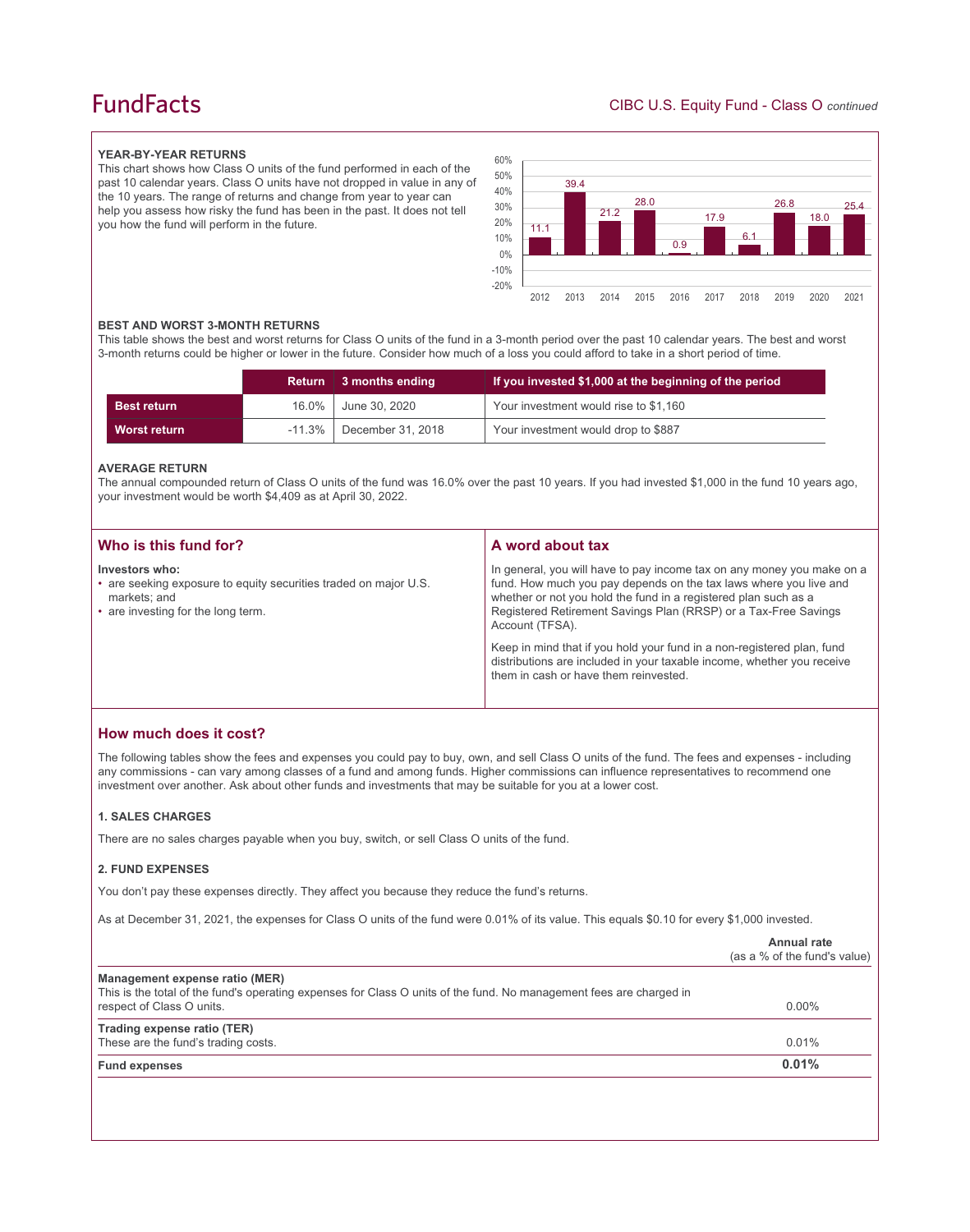### YEAR-BY-YEAR RETURNS

This chart shows how Class O units of the fund performed in each of the past 10 calendar years. Class O units have not dropped in value in any of the 10 years. The range of returns and change from year to year can help you assess how risky the fund has been in the past. It does not tell you how the fund will perform in the future.

| Year | Return (%) |
|---|---|
| 2012 | 11.1 |
| 2013 | 39.4 |
| 2014 | 21.2 |
| 2015 | 28.0 |
| 2016 | 0.9 |
| 2017 | 17.9 |
| 2018 | 6.1 |
| 2019 | 26.8 |
| 2020 | 18.0 |
| 2021 | 25.4 |

### BEST AND WORST 3-MONTH RETURNS

This table shows the best and worst returns for Class O units of the fund in a 3-month period over the past 10 calendar years. The best and worst 3-month returns could be higher or lower in the future. Consider how much of a loss you could afford to take in a short period of time.

| | Return | 3 months ending | If you invested $1,000 at the beginning of the period |
|---|---|---|---|
| **Best return** | 16.0% | June 30, 2020 | Your investment would rise to $1,160 |
| **Worst return** | -11.3% | December 31, 2018 | Your investment would drop to $887 |

### AVERAGE RETURN

The annual compounded return of Class O units of the fund was 16.0% over the past 10 years. If you had invested $1,000 in the fund 10 years ago, your investment would be worth $4,409 as at April 30, 2022.

## Who is this fund for?

**Investors who:**

- are seeking exposure to equity securities traded on major U.S. markets; and
- are investing for the long term.

## A word about tax

In general, you will have to pay income tax on any money you make on a fund. How much you pay depends on the tax laws where you live and whether or not you hold the fund in a registered plan such as a Registered Retirement Savings Plan (RRSP) or a Tax-Free Savings Account (TFSA).

Keep in mind that if you hold your fund in a non-registered plan, fund distributions are included in your taxable income, whether you receive them in cash or have them reinvested.

## How much does it cost?

The following tables show the fees and expenses you could pay to buy, own, and sell Class O units of the fund. The fees and expenses - including any commissions - can vary among classes of a fund and among funds. Higher commissions can influence representatives to recommend one investment over another. Ask about other funds and investments that may be suitable for you at a lower cost.

### 1. SALES CHARGES

There are no sales charges payable when you buy, switch, or sell Class O units of the fund.

### 2. FUND EXPENSES

You don't pay these expenses directly. They affect you because they reduce the fund's returns.

As at December 31, 2021, the expenses for Class O units of the fund were 0.01% of its value. This equals $0.10 for every $1,000 invested.

| | Annual rate (as a % of the fund's value) |
|---|---|
| **Management expense ratio (MER)** This is the total of the fund's operating expenses for Class O units of the fund. No management fees are charged in respect of Class O units. | 0.00% |
| **Trading expense ratio (TER)** These are the fund's trading costs. | 0.01% |
| **Fund expenses** | **0.01%** |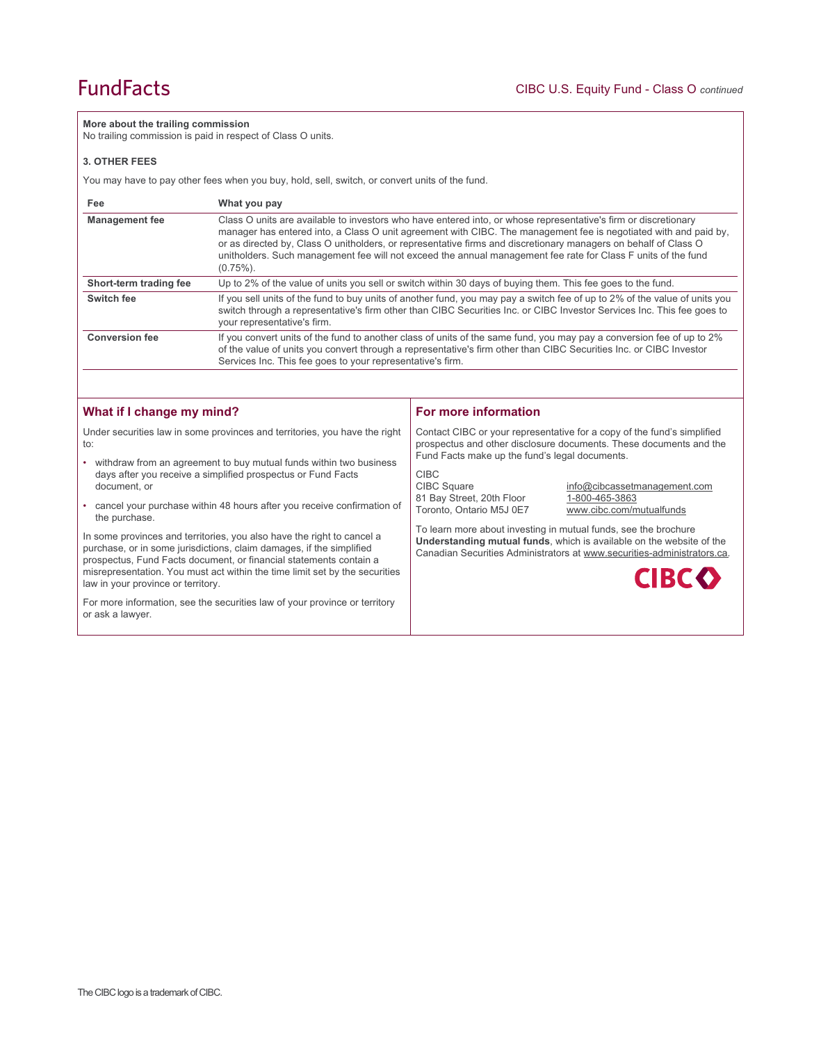**More about the trailing commission**

No trailing commission is paid in respect of Class O units.

**3. OTHER FEES**

You may have to pay other fees when you buy, hold, sell, switch, or convert units of the fund.

| Fee | What you pay |
|---|---|
| **Management fee** | Class O units are available to investors who have entered into, or whose representative's firm or discretionary manager has entered into, a Class O unit agreement with CIBC. The management fee is negotiated with and paid by, or as directed by, Class O unitholders, or representative firms and discretionary managers on behalf of Class O unitholders. Such management fee will not exceed the annual management fee rate for Class F units of the fund (0.75%). |
| **Short-term trading fee** | Up to 2% of the value of units you sell or switch within 30 days of buying them. This fee goes to the fund. |
| **Switch fee** | If you sell units of the fund to buy units of another fund, you may pay a switch fee of up to 2% of the value of units you switch through a representative's firm other than CIBC Securities Inc. or CIBC Investor Services Inc. This fee goes to your representative's firm. |
| **Conversion fee** | If you convert units of the fund to another class of units of the same fund, you may pay a conversion fee of up to 2% of the value of units you convert through a representative's firm other than CIBC Securities Inc. or CIBC Investor Services Inc. This fee goes to your representative's firm. |

## What if I change my mind?

Under securities law in some provinces and territories, you have the right to:

- withdraw from an agreement to buy mutual funds within two business days after you receive a simplified prospectus or Fund Facts document, or
- cancel your purchase within 48 hours after you receive confirmation of the purchase.

In some provinces and territories, you also have the right to cancel a purchase, or in some jurisdictions, claim damages, if the simplified prospectus, Fund Facts document, or financial statements contain a misrepresentation. You must act within the time limit set by the securities law in your province or territory.

For more information, see the securities law of your province or territory or ask a lawyer.

## For more information

Contact CIBC or your representative for a copy of the fund's simplified prospectus and other disclosure documents. These documents and the Fund Facts make up the fund's legal documents.

CIBC
CIBC Square
81 Bay Street, 20th Floor
Toronto, Ontario M5J 0E7

info@cibcassetmanagement.com
1-800-465-3863
www.cibc.com/mutualfunds

To learn more about investing in mutual funds, see the brochure **Understanding mutual funds**, which is available on the website of the Canadian Securities Administrators at www.securities-administrators.ca.

The CIBC logo is a trademark of CIBC.